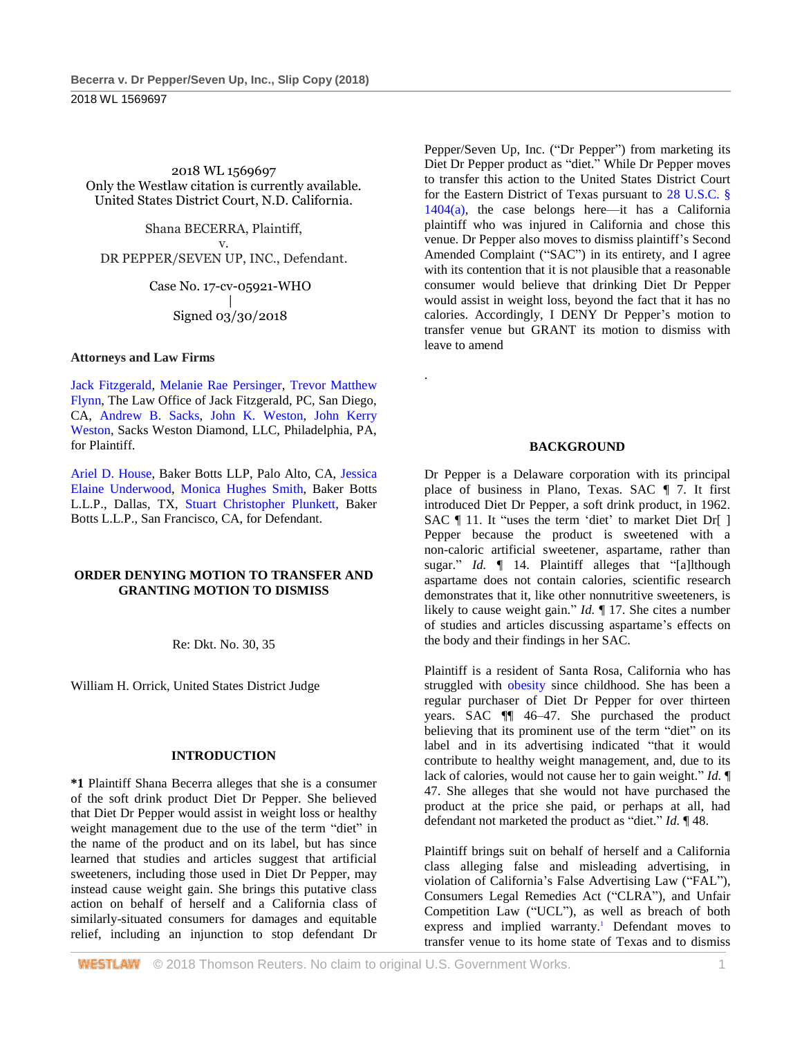2018 WL 1569697
Only the Westlaw citation is currently available.
United States District Court, N.D. California.

Shana BECERRA, Plaintiff,
v.
DR PEPPER/SEVEN UP, INC., Defendant.

Case No. 17-cv-05921-WHO
|
Signed 03/30/2018

**Attorneys and Law Firms**

Jack Fitzgerald, Melanie Rae Persinger, Trevor Matthew Flynn, The Law Office of Jack Fitzgerald, PC, San Diego, CA, Andrew B. Sacks, John K. Weston, John Kerry Weston, Sacks Weston Diamond, LLC, Philadelphia, PA, for Plaintiff.

Ariel D. House, Baker Botts LLP, Palo Alto, CA, Jessica Elaine Underwood, Monica Hughes Smith, Baker Botts L.L.P., Dallas, TX, Stuart Christopher Plunkett, Baker Botts L.L.P., San Francisco, CA, for Defendant.

## ORDER DENYING MOTION TO TRANSFER AND GRANTING MOTION TO DISMISS

Re: Dkt. No. 30, 35

William H. Orrick, United States District Judge

## INTRODUCTION

**\*1** Plaintiff Shana Becerra alleges that she is a consumer of the soft drink product Diet Dr Pepper. She believed that Diet Dr Pepper would assist in weight loss or healthy weight management due to the use of the term "diet" in the name of the product and on its label, but has since learned that studies and articles suggest that artificial sweeteners, including those used in Diet Dr Pepper, may instead cause weight gain. She brings this putative class action on behalf of herself and a California class of similarly-situated consumers for damages and equitable relief, including an injunction to stop defendant Dr Pepper/Seven Up, Inc. ("Dr Pepper") from marketing its Diet Dr Pepper product as "diet." While Dr Pepper moves to transfer this action to the United States District Court for the Eastern District of Texas pursuant to 28 U.S.C. § 1404(a), the case belongs here—it has a California plaintiff who was injured in California and chose this venue. Dr Pepper also moves to dismiss plaintiff's Second Amended Complaint ("SAC") in its entirety, and I agree with its contention that it is not plausible that a reasonable consumer would believe that drinking Diet Dr Pepper would assist in weight loss, beyond the fact that it has no calories. Accordingly, I DENY Dr Pepper's motion to transfer venue but GRANT its motion to dismiss with leave to amend

.

## BACKGROUND

Dr Pepper is a Delaware corporation with its principal place of business in Plano, Texas. SAC ¶ 7. It first introduced Diet Dr Pepper, a soft drink product, in 1962. SAC ¶ 11. It "uses the term 'diet' to market Diet Dr[ ] Pepper because the product is sweetened with a non-caloric artificial sweetener, aspartame, rather than sugar." *Id.* ¶ 14. Plaintiff alleges that "[a]lthough aspartame does not contain calories, scientific research demonstrates that it, like other nonnutritive sweeteners, is likely to cause weight gain." *Id.* ¶ 17. She cites a number of studies and articles discussing aspartame's effects on the body and their findings in her SAC.

Plaintiff is a resident of Santa Rosa, California who has struggled with obesity since childhood. She has been a regular purchaser of Diet Dr Pepper for over thirteen years. SAC ¶¶ 46–47. She purchased the product believing that its prominent use of the term "diet" on its label and in its advertising indicated "that it would contribute to healthy weight management, and, due to its lack of calories, would not cause her to gain weight." *Id.* ¶ 47. She alleges that she would not have purchased the product at the price she paid, or perhaps at all, had defendant not marketed the product as "diet." *Id.* ¶ 48.

Plaintiff brings suit on behalf of herself and a California class alleging false and misleading advertising, in violation of California's False Advertising Law ("FAL"), Consumers Legal Remedies Act ("CLRA"), and Unfair Competition Law ("UCL"), as well as breach of both express and implied warranty.[1] Defendant moves to transfer venue to its home state of Texas and to dismiss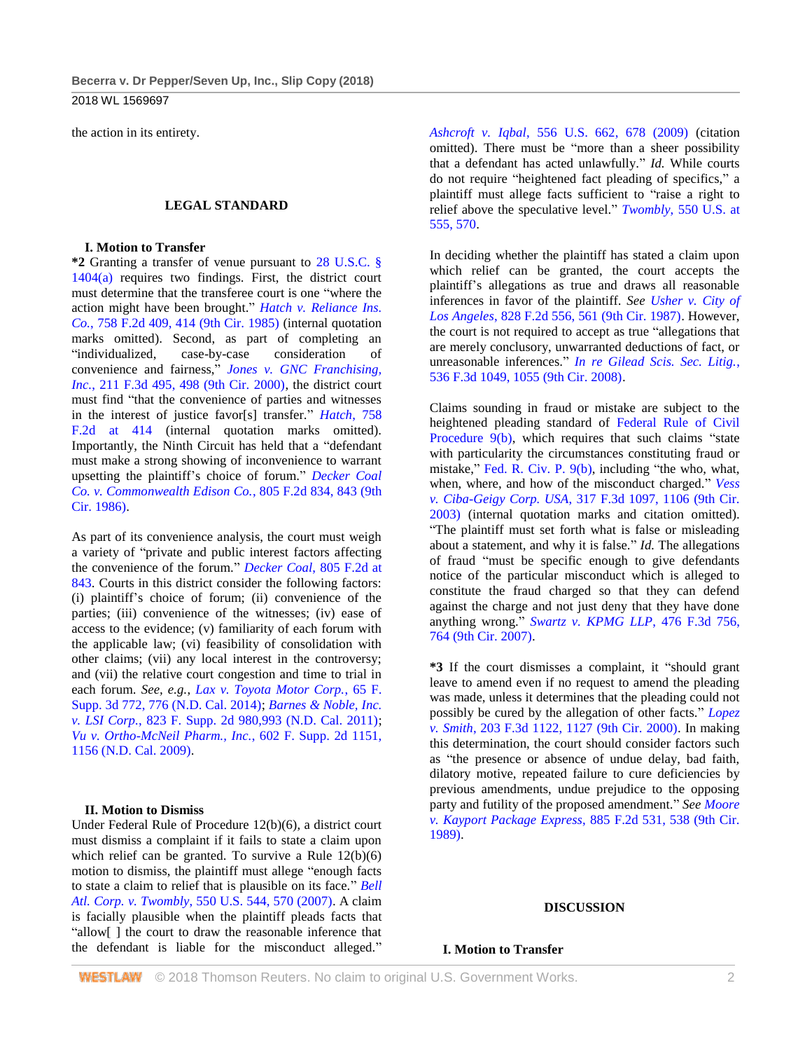the action in its entirety.

## LEGAL STANDARD

### I. Motion to Transfer

**\*2** Granting a transfer of venue pursuant to 28 U.S.C. § 1404(a) requires two findings. First, the district court must determine that the transferee court is one "where the action might have been brought." *Hatch v. Reliance Ins. Co.*, 758 F.2d 409, 414 (9th Cir. 1985) (internal quotation marks omitted). Second, as part of completing an "individualized, case-by-case consideration of convenience and fairness," *Jones v. GNC Franchising, Inc.*, 211 F.3d 495, 498 (9th Cir. 2000), the district court must find "that the convenience of parties and witnesses in the interest of justice favor[s] transfer." *Hatch*, 758 F.2d at 414 (internal quotation marks omitted). Importantly, the Ninth Circuit has held that a "defendant must make a strong showing of inconvenience to warrant upsetting the plaintiff's choice of forum." *Decker Coal Co. v. Commonwealth Edison Co.*, 805 F.2d 834, 843 (9th Cir. 1986).

As part of its convenience analysis, the court must weigh a variety of "private and public interest factors affecting the convenience of the forum." *Decker Coal*, 805 F.2d at 843. Courts in this district consider the following factors: (i) plaintiff's choice of forum; (ii) convenience of the parties; (iii) convenience of the witnesses; (iv) ease of access to the evidence; (v) familiarity of each forum with the applicable law; (vi) feasibility of consolidation with other claims; (vii) any local interest in the controversy; and (vii) the relative court congestion and time to trial in each forum. *See, e.g.*, *Lax v. Toyota Motor Corp.*, 65 F. Supp. 3d 772, 776 (N.D. Cal. 2014); *Barnes & Noble, Inc. v. LSI Corp.*, 823 F. Supp. 2d 980,993 (N.D. Cal. 2011); *Vu v. Ortho-McNeil Pharm., Inc.*, 602 F. Supp. 2d 1151, 1156 (N.D. Cal. 2009).

### II. Motion to Dismiss

Under Federal Rule of Procedure 12(b)(6), a district court must dismiss a complaint if it fails to state a claim upon which relief can be granted. To survive a Rule 12(b)(6) motion to dismiss, the plaintiff must allege "enough facts to state a claim to relief that is plausible on its face." *Bell Atl. Corp. v. Twombly*, 550 U.S. 544, 570 (2007). A claim is facially plausible when the plaintiff pleads facts that "allow[ ] the court to draw the reasonable inference that the defendant is liable for the misconduct alleged." *Ashcroft v. Iqbal*, 556 U.S. 662, 678 (2009) (citation omitted). There must be "more than a sheer possibility that a defendant has acted unlawfully." *Id.* While courts do not require "heightened fact pleading of specifics," a plaintiff must allege facts sufficient to "raise a right to relief above the speculative level." *Twombly*, 550 U.S. at 555, 570.

In deciding whether the plaintiff has stated a claim upon which relief can be granted, the court accepts the plaintiff's allegations as true and draws all reasonable inferences in favor of the plaintiff. *See Usher v. City of Los Angeles*, 828 F.2d 556, 561 (9th Cir. 1987). However, the court is not required to accept as true "allegations that are merely conclusory, unwarranted deductions of fact, or unreasonable inferences." *In re Gilead Scis. Sec. Litig.*, 536 F.3d 1049, 1055 (9th Cir. 2008).

Claims sounding in fraud or mistake are subject to the heightened pleading standard of Federal Rule of Civil Procedure 9(b), which requires that such claims "state with particularity the circumstances constituting fraud or mistake," Fed. R. Civ. P. 9(b), including "the who, what, when, where, and how of the misconduct charged." *Vess v. Ciba-Geigy Corp. USA*, 317 F.3d 1097, 1106 (9th Cir. 2003) (internal quotation marks and citation omitted). "The plaintiff must set forth what is false or misleading about a statement, and why it is false." *Id.* The allegations of fraud "must be specific enough to give defendants notice of the particular misconduct which is alleged to constitute the fraud charged so that they can defend against the charge and not just deny that they have done anything wrong." *Swartz v. KPMG LLP*, 476 F.3d 756, 764 (9th Cir. 2007).

**\*3** If the court dismisses a complaint, it "should grant leave to amend even if no request to amend the pleading was made, unless it determines that the pleading could not possibly be cured by the allegation of other facts." *Lopez v. Smith*, 203 F.3d 1122, 1127 (9th Cir. 2000). In making this determination, the court should consider factors such as "the presence or absence of undue delay, bad faith, dilatory motive, repeated failure to cure deficiencies by previous amendments, undue prejudice to the opposing party and futility of the proposed amendment." *See Moore v. Kayport Package Express*, 885 F.2d 531, 538 (9th Cir. 1989).

## DISCUSSION

### I. Motion to Transfer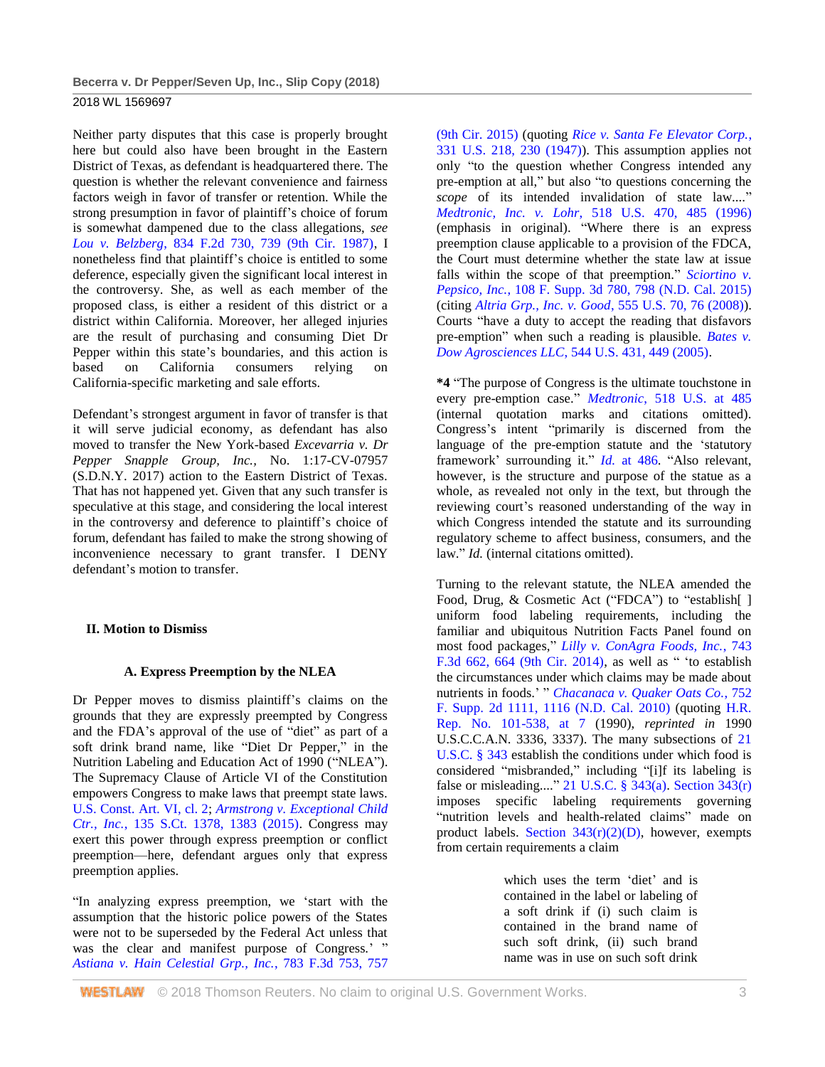Neither party disputes that this case is properly brought here but could also have been brought in the Eastern District of Texas, as defendant is headquartered there. The question is whether the relevant convenience and fairness factors weigh in favor of transfer or retention. While the strong presumption in favor of plaintiff's choice of forum is somewhat dampened due to the class allegations, *see Lou v. Belzberg*, 834 F.2d 730, 739 (9th Cir. 1987), I nonetheless find that plaintiff's choice is entitled to some deference, especially given the significant local interest in the controversy. She, as well as each member of the proposed class, is either a resident of this district or a district within California. Moreover, her alleged injuries are the result of purchasing and consuming Diet Dr Pepper within this state's boundaries, and this action is based on California consumers relying on California-specific marketing and sale efforts.

Defendant's strongest argument in favor of transfer is that it will serve judicial economy, as defendant has also moved to transfer the New York-based *Excevarria v. Dr Pepper Snapple Group, Inc.*, No. 1:17-CV-07957 (S.D.N.Y. 2017) action to the Eastern District of Texas. That has not happened yet. Given that any such transfer is speculative at this stage, and considering the local interest in the controversy and deference to plaintiff's choice of forum, defendant has failed to make the strong showing of inconvenience necessary to grant transfer. I DENY defendant's motion to transfer.

## II. Motion to Dismiss

### A. Express Preemption by the NLEA

Dr Pepper moves to dismiss plaintiff's claims on the grounds that they are expressly preempted by Congress and the FDA's approval of the use of "diet" as part of a soft drink brand name, like "Diet Dr Pepper," in the Nutrition Labeling and Education Act of 1990 ("NLEA"). The Supremacy Clause of Article VI of the Constitution empowers Congress to make laws that preempt state laws. U.S. Const. Art. VI, cl. 2; *Armstrong v. Exceptional Child Ctr., Inc.*, 135 S.Ct. 1378, 1383 (2015). Congress may exert this power through express preemption or conflict preemption—here, defendant argues only that express preemption applies.

"In analyzing express preemption, we 'start with the assumption that the historic police powers of the States were not to be superseded by the Federal Act unless that was the clear and manifest purpose of Congress.' " *Astiana v. Hain Celestial Grp., Inc.*, 783 F.3d 753, 757 (9th Cir. 2015) (quoting *Rice v. Santa Fe Elevator Corp.*, 331 U.S. 218, 230 (1947)). This assumption applies not only "to the question whether Congress intended any pre-emption at all," but also "to questions concerning the *scope* of its intended invalidation of state law...." *Medtronic, Inc. v. Lohr*, 518 U.S. 470, 485 (1996) (emphasis in original). "Where there is an express preemption clause applicable to a provision of the FDCA, the Court must determine whether the state law at issue falls within the scope of that preemption." *Sciortino v. Pepsico, Inc.*, 108 F. Supp. 3d 780, 798 (N.D. Cal. 2015) (citing *Altria Grp., Inc. v. Good*, 555 U.S. 70, 76 (2008)). Courts "have a duty to accept the reading that disfavors pre-emption" when such a reading is plausible. *Bates v. Dow Agrosciences LLC*, 544 U.S. 431, 449 (2005).

**\*4** "The purpose of Congress is the ultimate touchstone in every pre-emption case." *Medtronic*, 518 U.S. at 485 (internal quotation marks and citations omitted). Congress's intent "primarily is discerned from the language of the pre-emption statute and the 'statutory framework' surrounding it." *Id.* at 486. "Also relevant, however, is the structure and purpose of the statue as a whole, as revealed not only in the text, but through the reviewing court's reasoned understanding of the way in which Congress intended the statute and its surrounding regulatory scheme to affect business, consumers, and the law." *Id.* (internal citations omitted).

Turning to the relevant statute, the NLEA amended the Food, Drug, & Cosmetic Act ("FDCA") to "establish[ ] uniform food labeling requirements, including the familiar and ubiquitous Nutrition Facts Panel found on most food packages," *Lilly v. ConAgra Foods, Inc.*, 743 F.3d 662, 664 (9th Cir. 2014), as well as " 'to establish the circumstances under which claims may be made about nutrients in foods.' " *Chacanaca v. Quaker Oats Co.*, 752 F. Supp. 2d 1111, 1116 (N.D. Cal. 2010) (quoting H.R. Rep. No. 101-538, at 7 (1990), *reprinted in* 1990 U.S.C.C.A.N. 3336, 3337). The many subsections of 21 U.S.C. § 343 establish the conditions under which food is considered "misbranded," including "[i]f its labeling is false or misleading...." 21 U.S.C. § 343(a). Section 343(r) imposes specific labeling requirements governing "nutrition levels and health-related claims" made on product labels. Section 343(r)(2)(D), however, exempts from certain requirements a claim

> which uses the term 'diet' and is contained in the label or labeling of a soft drink if (i) such claim is contained in the brand name of such soft drink, (ii) such brand name was in use on such soft drink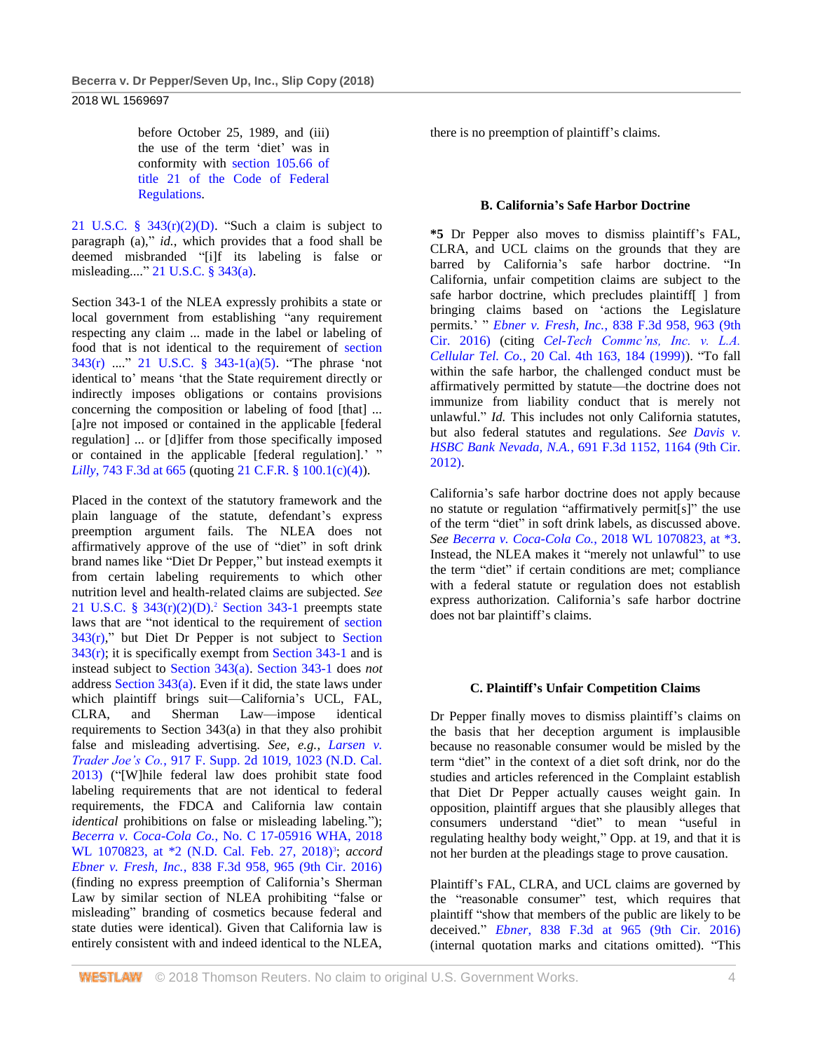> before October 25, 1989, and (iii) the use of the term 'diet' was in conformity with section 105.66 of title 21 of the Code of Federal Regulations.

21 U.S.C. § 343(r)(2)(D). "Such a claim is subject to paragraph (a)," *id.*, which provides that a food shall be deemed misbranded "[i]f its labeling is false or misleading...." 21 U.S.C. § 343(a).

Section 343-1 of the NLEA expressly prohibits a state or local government from establishing "any requirement respecting any claim ... made in the label or labeling of food that is not identical to the requirement of section 343(r) ...." 21 U.S.C. § 343-1(a)(5). "The phrase 'not identical to' means 'that the State requirement directly or indirectly imposes obligations or contains provisions concerning the composition or labeling of food [that] ... [a]re not imposed or contained in the applicable [federal regulation] ... or [d]iffer from those specifically imposed or contained in the applicable [federal regulation].' " *Lilly*, 743 F.3d at 665 (quoting 21 C.F.R. § 100.1(c)(4)).

Placed in the context of the statutory framework and the plain language of the statute, defendant's express preemption argument fails. The NLEA does not affirmatively approve of the use of "diet" in soft drink brand names like "Diet Dr Pepper," but instead exempts it from certain labeling requirements to which other nutrition level and health-related claims are subjected. *See* 21 U.S.C. § 343(r)(2)(D).[2] Section 343-1 preempts state laws that are "not identical to the requirement of section 343(r)," but Diet Dr Pepper is not subject to Section 343(r); it is specifically exempt from Section 343-1 and is instead subject to Section 343(a). Section 343-1 does *not* address Section 343(a). Even if it did, the state laws under which plaintiff brings suit—California's UCL, FAL, CLRA, and Sherman Law—impose identical requirements to Section 343(a) in that they also prohibit false and misleading advertising. *See, e.g.*, *Larsen v. Trader Joe's Co.*, 917 F. Supp. 2d 1019, 1023 (N.D. Cal. 2013) ("[W]hile federal law does prohibit state food labeling requirements that are not identical to federal requirements, the FDCA and California law contain *identical* prohibitions on false or misleading labeling."); *Becerra v. Coca-Cola Co.*, No. C 17-05916 WHA, 2018 WL 1070823, at *2 (N.D. Cal. Feb. 27, 2018)[3]; *accord Ebner v. Fresh, Inc.*, 838 F.3d 958, 965 (9th Cir. 2016) (finding no express preemption of California's Sherman Law by similar section of NLEA prohibiting "false or misleading" branding of cosmetics because federal and state duties were identical). Given that California law is entirely consistent with and indeed identical to the NLEA, there is no preemption of plaintiff's claims.

### B. California's Safe Harbor Doctrine

**\*5** Dr Pepper also moves to dismiss plaintiff's FAL, CLRA, and UCL claims on the grounds that they are barred by California's safe harbor doctrine. "In California, unfair competition claims are subject to the safe harbor doctrine, which precludes plaintiff[ ] from bringing claims based on 'actions the Legislature permits.' " *Ebner v. Fresh, Inc.*, 838 F.3d 958, 963 (9th Cir. 2016) (citing *Cel-Tech Commc'ns, Inc. v. L.A. Cellular Tel. Co.*, 20 Cal. 4th 163, 184 (1999)). "To fall within the safe harbor, the challenged conduct must be affirmatively permitted by statute—the doctrine does not immunize from liability conduct that is merely not unlawful." *Id.* This includes not only California statutes, but also federal statutes and regulations. *See Davis v. HSBC Bank Nevada, N.A.*, 691 F.3d 1152, 1164 (9th Cir. 2012).

California's safe harbor doctrine does not apply because no statute or regulation "affirmatively permit[s]" the use of the term "diet" in soft drink labels, as discussed above. *See Becerra v. Coca-Cola Co.*, 2018 WL 1070823, at *3. Instead, the NLEA makes it "merely not unlawful" to use the term "diet" if certain conditions are met; compliance with a federal statute or regulation does not establish express authorization. California's safe harbor doctrine does not bar plaintiff's claims.

### C. Plaintiff's Unfair Competition Claims

Dr Pepper finally moves to dismiss plaintiff's claims on the basis that her deception argument is implausible because no reasonable consumer would be misled by the term "diet" in the context of a diet soft drink, nor do the studies and articles referenced in the Complaint establish that Diet Dr Pepper actually causes weight gain. In opposition, plaintiff argues that she plausibly alleges that consumers understand "diet" to mean "useful in regulating healthy body weight," Opp. at 19, and that it is not her burden at the pleadings stage to prove causation.

Plaintiff's FAL, CLRA, and UCL claims are governed by the "reasonable consumer" test, which requires that plaintiff "show that members of the public are likely to be deceived." *Ebner*, 838 F.3d at 965 (9th Cir. 2016) (internal quotation marks and citations omitted). "This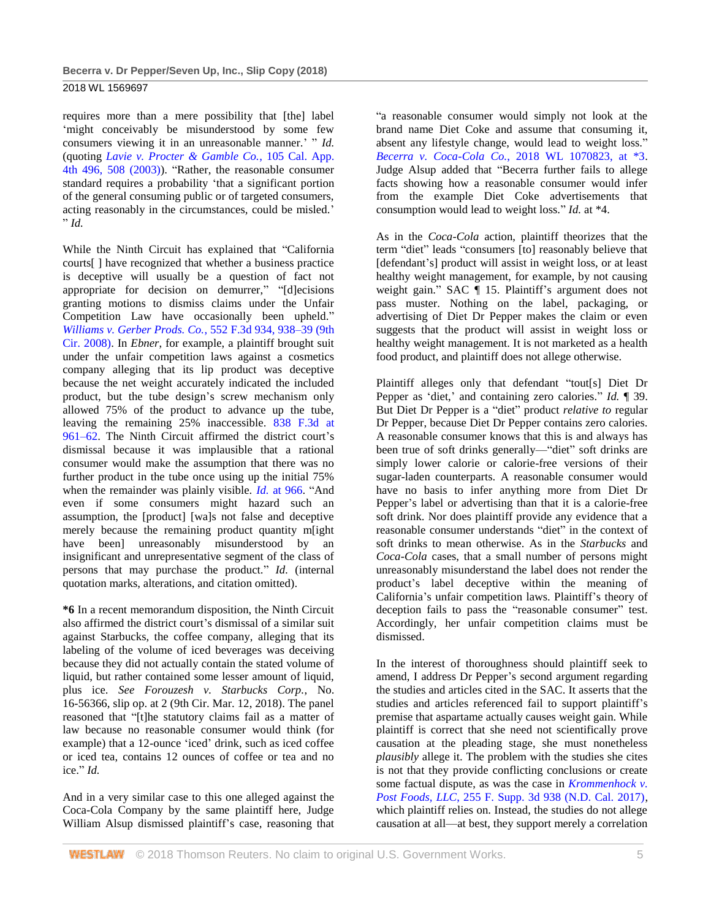requires more than a mere possibility that [the] label 'might conceivably be misunderstood by some few consumers viewing it in an unreasonable manner.' " *Id.* (quoting *Lavie v. Procter & Gamble Co.*, 105 Cal. App. 4th 496, 508 (2003)). "Rather, the reasonable consumer standard requires a probability 'that a significant portion of the general consuming public or of targeted consumers, acting reasonably in the circumstances, could be misled.' " *Id.*

While the Ninth Circuit has explained that "California courts[ ] have recognized that whether a business practice is deceptive will usually be a question of fact not appropriate for decision on demurrer," "[d]ecisions granting motions to dismiss claims under the Unfair Competition Law have occasionally been upheld." *Williams v. Gerber Prods. Co.*, 552 F.3d 934, 938–39 (9th Cir. 2008). In *Ebner*, for example, a plaintiff brought suit under the unfair competition laws against a cosmetics company alleging that its lip product was deceptive because the net weight accurately indicated the included product, but the tube design's screw mechanism only allowed 75% of the product to advance up the tube, leaving the remaining 25% inaccessible. 838 F.3d at 961–62. The Ninth Circuit affirmed the district court's dismissal because it was implausible that a rational consumer would make the assumption that there was no further product in the tube once using up the initial 75% when the remainder was plainly visible. *Id.* at 966. "And even if some consumers might hazard such an assumption, the [product] [wa]s not false and deceptive merely because the remaining product quantity m[ight have been] unreasonably misunderstood by an insignificant and unrepresentative segment of the class of persons that may purchase the product." *Id.* (internal quotation marks, alterations, and citation omitted).

**\*6** In a recent memorandum disposition, the Ninth Circuit also affirmed the district court's dismissal of a similar suit against Starbucks, the coffee company, alleging that its labeling of the volume of iced beverages was deceiving because they did not actually contain the stated volume of liquid, but rather contained some lesser amount of liquid, plus ice. *See Forouzesh v. Starbucks Corp.*, No. 16-56366, slip op. at 2 (9th Cir. Mar. 12, 2018). The panel reasoned that "[t]he statutory claims fail as a matter of law because no reasonable consumer would think (for example) that a 12-ounce 'iced' drink, such as iced coffee or iced tea, contains 12 ounces of coffee or tea and no ice." *Id.*

And in a very similar case to this one alleged against the Coca-Cola Company by the same plaintiff here, Judge William Alsup dismissed plaintiff's case, reasoning that "a reasonable consumer would simply not look at the brand name Diet Coke and assume that consuming it, absent any lifestyle change, would lead to weight loss." *Becerra v. Coca-Cola Co.*, 2018 WL 1070823, at \*3. Judge Alsup added that "Becerra further fails to allege facts showing how a reasonable consumer would infer from the example Diet Coke advertisements that consumption would lead to weight loss." *Id.* at \*4.

As in the *Coca-Cola* action, plaintiff theorizes that the term "diet" leads "consumers [to] reasonably believe that [defendant's] product will assist in weight loss, or at least healthy weight management, for example, by not causing weight gain." SAC ¶ 15. Plaintiff's argument does not pass muster. Nothing on the label, packaging, or advertising of Diet Dr Pepper makes the claim or even suggests that the product will assist in weight loss or healthy weight management. It is not marketed as a health food product, and plaintiff does not allege otherwise.

Plaintiff alleges only that defendant "tout[s] Diet Dr Pepper as 'diet,' and containing zero calories." *Id.* ¶ 39. But Diet Dr Pepper is a "diet" product *relative to* regular Dr Pepper, because Diet Dr Pepper contains zero calories. A reasonable consumer knows that this is and always has been true of soft drinks generally—"diet" soft drinks are simply lower calorie or calorie-free versions of their sugar-laden counterparts. A reasonable consumer would have no basis to infer anything more from Diet Dr Pepper's label or advertising than that it is a calorie-free soft drink. Nor does plaintiff provide any evidence that a reasonable consumer understands "diet" in the context of soft drinks to mean otherwise. As in the *Starbucks* and *Coca-Cola* cases, that a small number of persons might unreasonably misunderstand the label does not render the product's label deceptive within the meaning of California's unfair competition laws. Plaintiff's theory of deception fails to pass the "reasonable consumer" test. Accordingly, her unfair competition claims must be dismissed.

In the interest of thoroughness should plaintiff seek to amend, I address Dr Pepper's second argument regarding the studies and articles cited in the SAC. It asserts that the studies and articles referenced fail to support plaintiff's premise that aspartame actually causes weight gain. While plaintiff is correct that she need not scientifically prove causation at the pleading stage, she must nonetheless *plausibly* allege it. The problem with the studies she cites is not that they provide conflicting conclusions or create some factual dispute, as was the case in *Krommenhock v. Post Foods, LLC*, 255 F. Supp. 3d 938 (N.D. Cal. 2017), which plaintiff relies on. Instead, the studies do not allege causation at all—at best, they support merely a correlation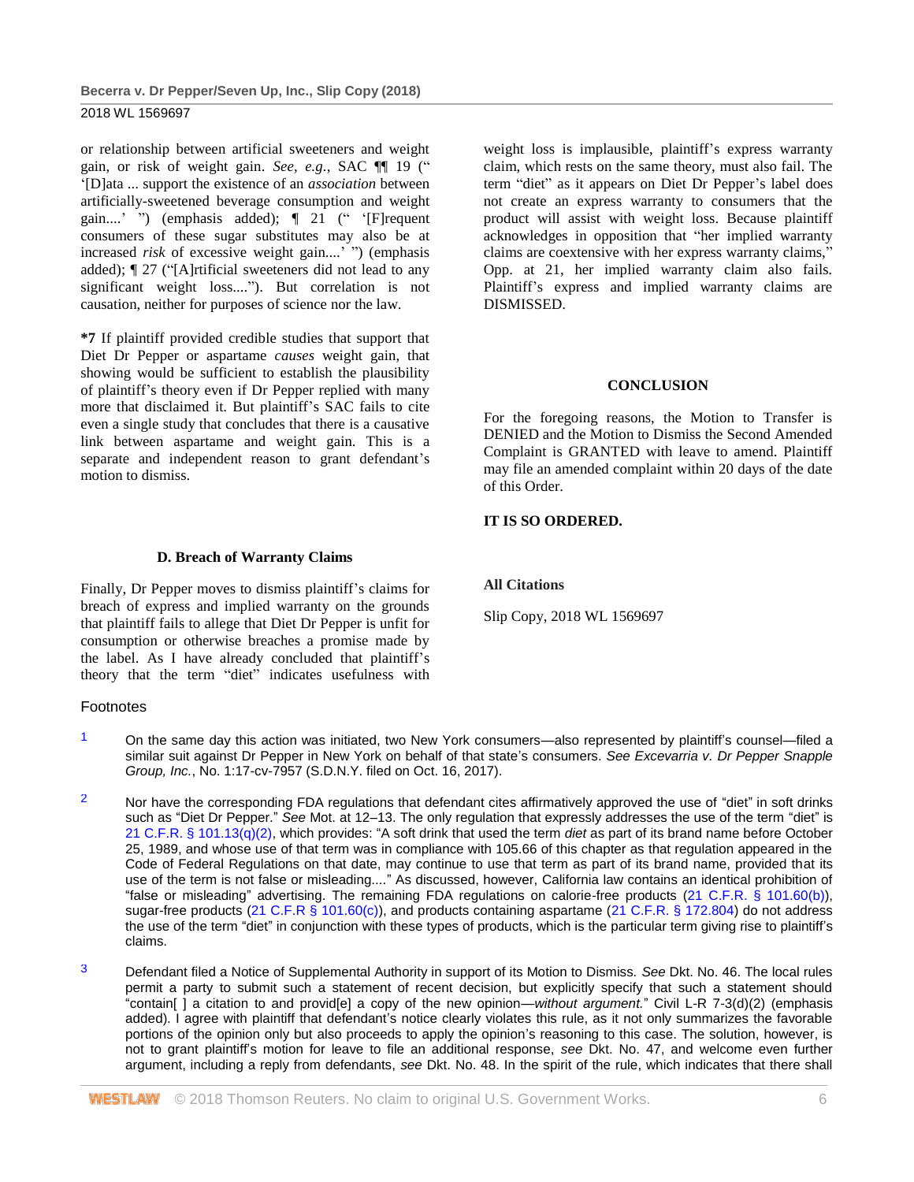or relationship between artificial sweeteners and weight gain, or risk of weight gain. *See, e.g.*, SAC ¶¶ 19 (" '[D]ata ... support the existence of an *association* between artificially-sweetened beverage consumption and weight gain....' ") (emphasis added); ¶ 21 (" '[F]requent consumers of these sugar substitutes may also be at increased *risk* of excessive weight gain....' ") (emphasis added); ¶ 27 ("[A]rtificial sweeteners did not lead to any significant weight loss...."). But correlation is not causation, neither for purposes of science nor the law.

**\*7** If plaintiff provided credible studies that support that Diet Dr Pepper or aspartame *causes* weight gain, that showing would be sufficient to establish the plausibility of plaintiff's theory even if Dr Pepper replied with many more that disclaimed it. But plaintiff's SAC fails to cite even a single study that concludes that there is a causative link between aspartame and weight gain. This is a separate and independent reason to grant defendant's motion to dismiss.

### D. Breach of Warranty Claims

Finally, Dr Pepper moves to dismiss plaintiff's claims for breach of express and implied warranty on the grounds that plaintiff fails to allege that Diet Dr Pepper is unfit for consumption or otherwise breaches a promise made by the label. As I have already concluded that plaintiff's theory that the term "diet" indicates usefulness with weight loss is implausible, plaintiff's express warranty claim, which rests on the same theory, must also fail. The term "diet" as it appears on Diet Dr Pepper's label does not create an express warranty to consumers that the product will assist with weight loss. Because plaintiff acknowledges in opposition that "her implied warranty claims are coextensive with her express warranty claims," Opp. at 21, her implied warranty claim also fails. Plaintiff's express and implied warranty claims are DISMISSED.

### CONCLUSION

For the foregoing reasons, the Motion to Transfer is DENIED and the Motion to Dismiss the Second Amended Complaint is GRANTED with leave to amend. Plaintiff may file an amended complaint within 20 days of the date of this Order.

**IT IS SO ORDERED.**

**All Citations**

Slip Copy, 2018 WL 1569697

## Footnotes

1. On the same day this action was initiated, two New York consumers—also represented by plaintiff's counsel—filed a similar suit against Dr Pepper in New York on behalf of that state's consumers. *See Excevarria v. Dr Pepper Snapple Group, Inc.*, No. 1:17-cv-7957 (S.D.N.Y. filed on Oct. 16, 2017).

2. Nor have the corresponding FDA regulations that defendant cites affirmatively approved the use of "diet" in soft drinks such as "Diet Dr Pepper." *See* Mot. at 12–13. The only regulation that expressly addresses the use of the term "diet" is 21 C.F.R. § 101.13(q)(2), which provides: "A soft drink that used the term *diet* as part of its brand name before October 25, 1989, and whose use of that term was in compliance with 105.66 of this chapter as that regulation appeared in the Code of Federal Regulations on that date, may continue to use that term as part of its brand name, provided that its use of the term is not false or misleading...." As discussed, however, California law contains an identical prohibition of "false or misleading" advertising. The remaining FDA regulations on calorie-free products (21 C.F.R. § 101.60(b)), sugar-free products (21 C.F.R § 101.60(c)), and products containing aspartame (21 C.F.R. § 172.804) do not address the use of the term "diet" in conjunction with these types of products, which is the particular term giving rise to plaintiff's claims.

3. Defendant filed a Notice of Supplemental Authority in support of its Motion to Dismiss. *See* Dkt. No. 46. The local rules permit a party to submit such a statement of recent decision, but explicitly specify that such a statement should "contain[ ] a citation to and provid[e] a copy of the new opinion—*without argument.*" Civil L-R 7-3(d)(2) (emphasis added). I agree with plaintiff that defendant's notice clearly violates this rule, as it not only summarizes the favorable portions of the opinion only but also proceeds to apply the opinion's reasoning to this case. The solution, however, is not to grant plaintiff's motion for leave to file an additional response, *see* Dkt. No. 47, and welcome even further argument, including a reply from defendants, *see* Dkt. No. 48. In the spirit of the rule, which indicates that there shall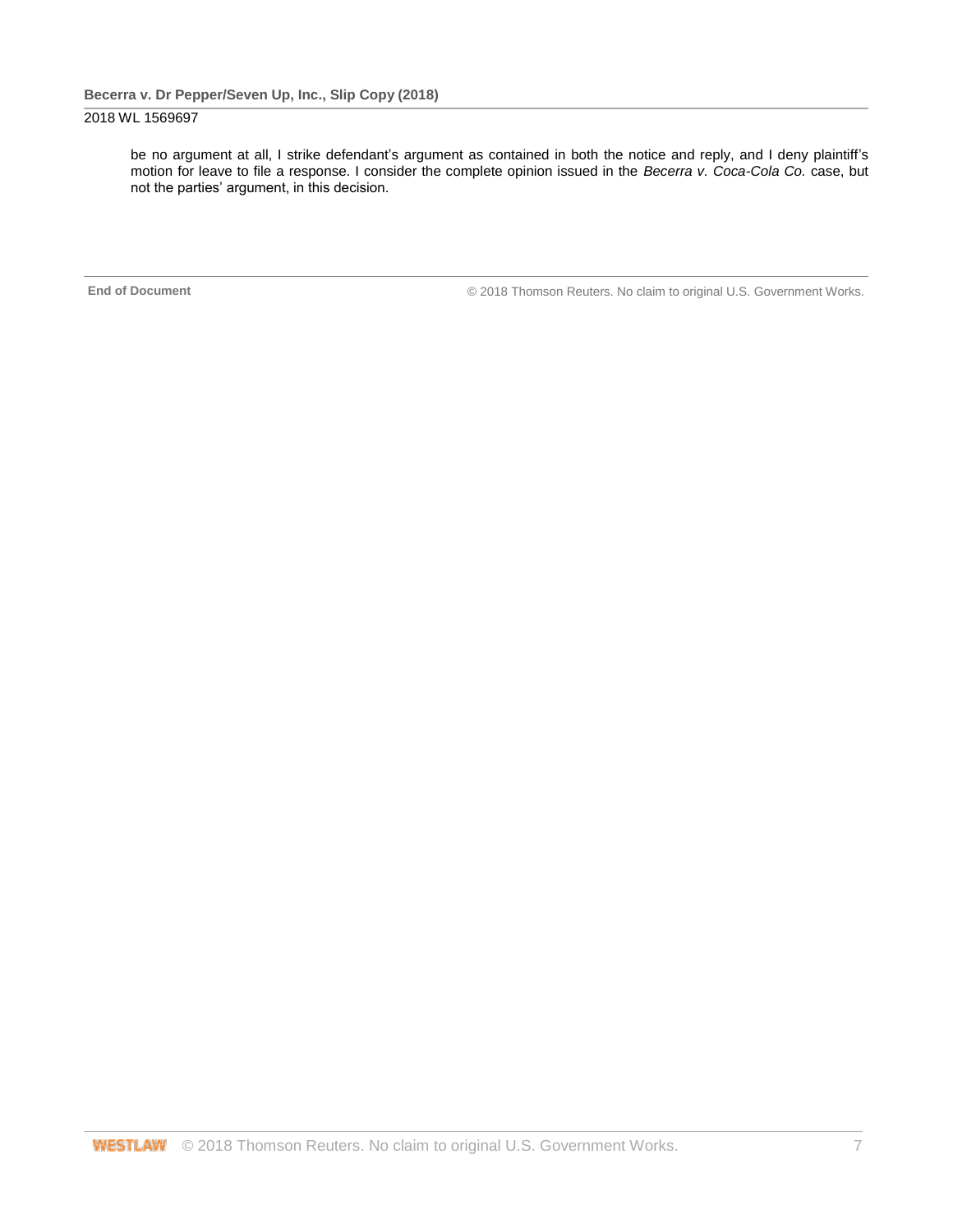be no argument at all, I strike defendant's argument as contained in both the notice and reply, and I deny plaintiff's motion for leave to file a response. I consider the complete opinion issued in the *Becerra v. Coca-Cola Co.* case, but not the parties' argument, in this decision.

**End of Document** © 2018 Thomson Reuters. No claim to original U.S. Government Works.